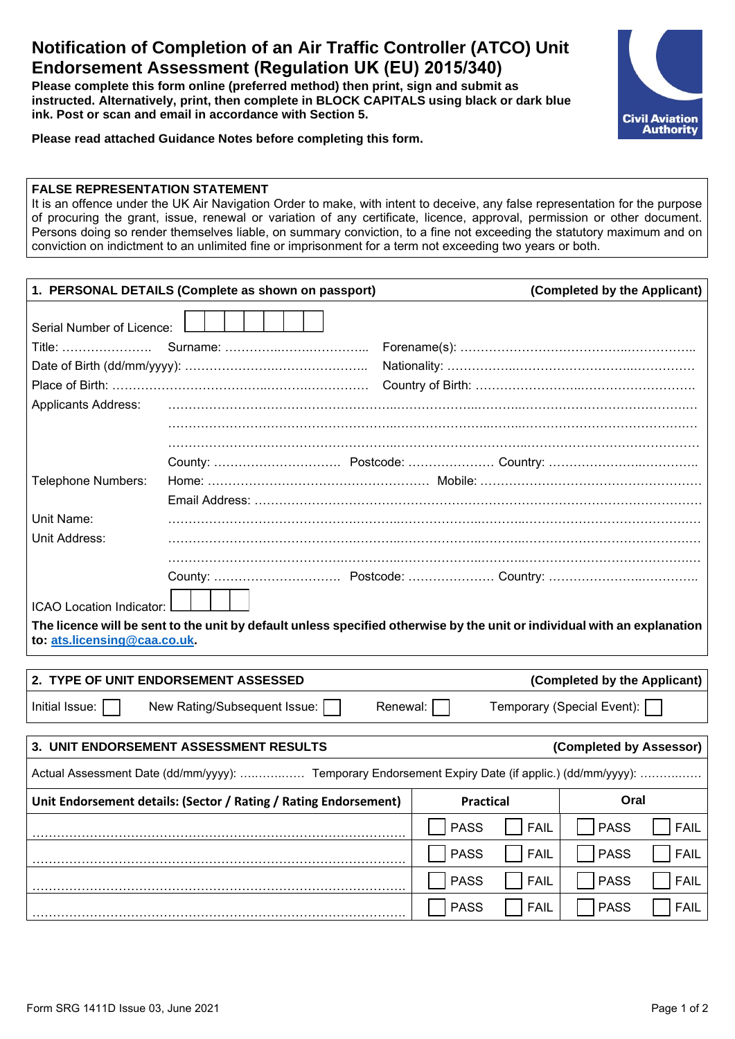# Notification of Completion of an Air Traffic Controller (ATCO) Unit Endorsement Assessment (Regulation UK (EU) 2015/340)

**Please complete this form online (preferred method) then print, sign and submit as instructed. Alternatively, print, then complete in BLOCK CAPITALS using black or dark blue ink. Post or scan and email in accordance with Section 5.**

**Please read attached Guidance Notes before completing this form.**

**FALSE REPRESENTATION STATEMENT**

It is an offence under the UK Air Navigation Order to make, with intent to deceive, any false representation for the purpose of procuring the grant, issue, renewal or variation of any certificate, licence, approval, permission or other document. Persons doing so render themselves liable, on summary conviction, to a fine not exceeding the statutory maximum and on conviction on indictment to an unlimited fine or imprisonment for a term not exceeding two years or both.

## 1. PERSONAL DETAILS (Complete as shown on passport) (Completed by the Applicant)

Serial Number of Licence: ☐☐☐☐☐☐☐

Title: …………………. Surname: …………………………… Forename(s): ……………………………………………

Date of Birth (dd/mm/yyyy): ……………………………………… Nationality: ……………………………………………

Place of Birth: ……………………………………………………… Country of Birth: ……………………………………………

Applicants Address: ……………………………………………………………………………………………………

……………………………………………………………………………………………………

……………………………………………………………………………………………………

County: ………………………… Postcode: ………………… Country: ……………………………

Telephone Numbers: Home: ……………………………………………… Mobile: ………………………………………………

Email Address: ……………………………………………………………………………………………

Unit Name: ……………………………………………………………………………………………………

Unit Address: ……………………………………………………………………………………………………

……………………………………………………………………………………………………

County: ………………………… Postcode: ………………… Country: ……………………………

ICAO Location Indicator: ☐☐☐☐

**The licence will be sent to the unit by default unless specified otherwise by the unit or individual with an explanation to: ats.licensing@caa.co.uk.**

## 2. TYPE OF UNIT ENDORSEMENT ASSESSED (Completed by the Applicant)

Initial Issue: ☐ New Rating/Subsequent Issue: ☐ Renewal: ☐ Temporary (Special Event): ☐

## 3. UNIT ENDORSEMENT ASSESSMENT RESULTS (Completed by Assessor)

Actual Assessment Date (dd/mm/yyyy): …………… Temporary Endorsement Expiry Date (if applic.) (dd/mm/yyyy): ……………

| Unit Endorsement details: (Sector / Rating / Rating Endorsement) | Practical | | Oral | |
|---|---|---|---|---|
| ……………………………………………………………………… | ☐ PASS | ☐ FAIL | ☐ PASS | ☐ FAIL |
| ……………………………………………………………………… | ☐ PASS | ☐ FAIL | ☐ PASS | ☐ FAIL |
| ……………………………………………………………………… | ☐ PASS | ☐ FAIL | ☐ PASS | ☐ FAIL |
| ……………………………………………………………………… | ☐ PASS | ☐ FAIL | ☐ PASS | ☐ FAIL |

Form SRG 1411D Issue 03, June 2021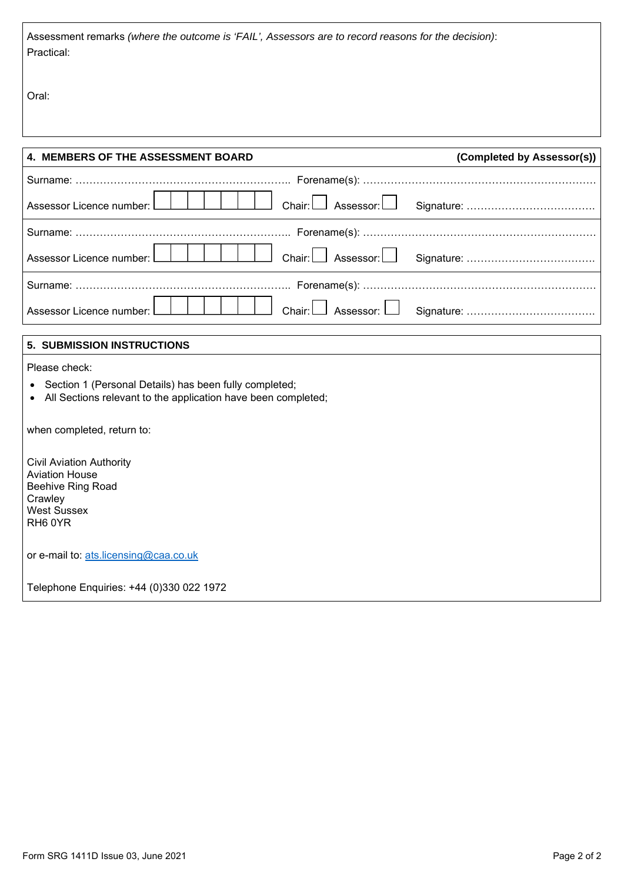Assessment remarks *(where the outcome is 'FAIL', Assessors are to record reasons for the decision)*:

Practical:

Oral:

## 4. MEMBERS OF THE ASSESSMENT BOARD

**(Completed by Assessor(s))**

Surname: ………………………………………………………. Forename(s): ………………………………………………………….

Assessor Licence number: ☐☐☐☐☐☐☐ Chair: ☐ Assessor: ☐ Signature: ……………………………….

Surname: ………………………………………………………. Forename(s): ………………………………………………………….

Assessor Licence number: ☐☐☐☐☐☐☐ Chair: ☐ Assessor: ☐ Signature: ……………………………….

Surname: ………………………………………………………. Forename(s): ………………………………………………………….

Assessor Licence number: ☐☐☐☐☐☐☐ Chair: ☐ Assessor: ☐ Signature: ……………………………….

## 5. SUBMISSION INSTRUCTIONS

Please check:

- Section 1 (Personal Details) has been fully completed;
- All Sections relevant to the application have been completed;

when completed, return to:

Civil Aviation Authority
Aviation House
Beehive Ring Road
Crawley
West Sussex
RH6 0YR

or e-mail to: ats.licensing@caa.co.uk

Telephone Enquiries: +44 (0)330 022 1972

Form SRG 1411D Issue 03, June 2021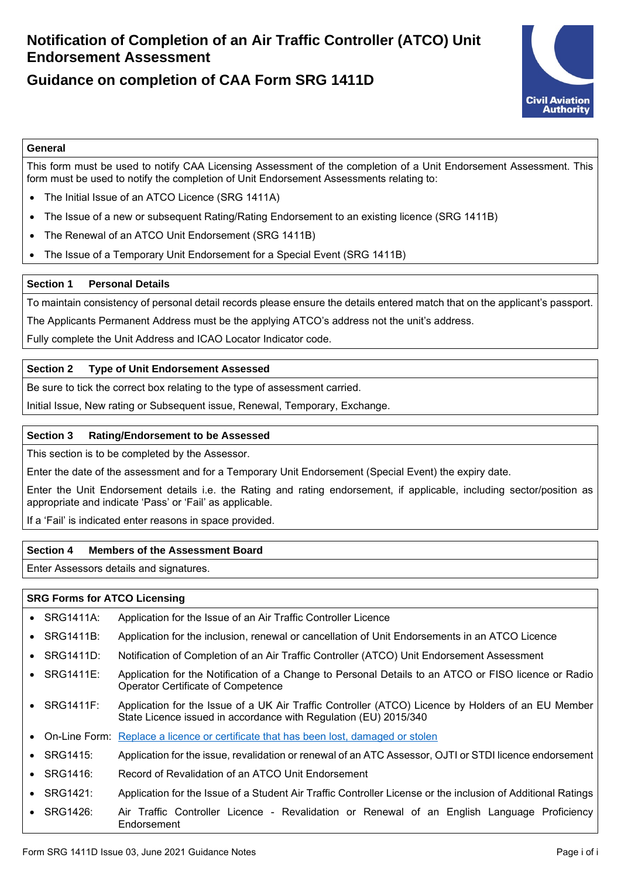# Notification of Completion of an Air Traffic Controller (ATCO) Unit Endorsement Assessment

## Guidance on completion of CAA Form SRG 1411D

Civil Aviation Authority

### General

This form must be used to notify CAA Licensing Assessment of the completion of a Unit Endorsement Assessment. This form must be used to notify the completion of Unit Endorsement Assessments relating to:

- The Initial Issue of an ATCO Licence (SRG 1411A)
- The Issue of a new or subsequent Rating/Rating Endorsement to an existing licence (SRG 1411B)
- The Renewal of an ATCO Unit Endorsement (SRG 1411B)
- The Issue of a Temporary Unit Endorsement for a Special Event (SRG 1411B)

### Section 1 Personal Details

To maintain consistency of personal detail records please ensure the details entered match that on the applicant's passport.

The Applicants Permanent Address must be the applying ATCO's address not the unit's address.

Fully complete the Unit Address and ICAO Locator Indicator code.

### Section 2 Type of Unit Endorsement Assessed

Be sure to tick the correct box relating to the type of assessment carried.

Initial Issue, New rating or Subsequent issue, Renewal, Temporary, Exchange.

### Section 3 Rating/Endorsement to be Assessed

This section is to be completed by the Assessor.

Enter the date of the assessment and for a Temporary Unit Endorsement (Special Event) the expiry date.

Enter the Unit Endorsement details i.e. the Rating and rating endorsement, if applicable, including sector/position as appropriate and indicate 'Pass' or 'Fail' as applicable.

If a 'Fail' is indicated enter reasons in space provided.

### Section 4 Members of the Assessment Board

Enter Assessors details and signatures.

### SRG Forms for ATCO Licensing

- SRG1411A: Application for the Issue of an Air Traffic Controller Licence
- SRG1411B: Application for the inclusion, renewal or cancellation of Unit Endorsements in an ATCO Licence
- SRG1411D: Notification of Completion of an Air Traffic Controller (ATCO) Unit Endorsement Assessment
- SRG1411E: Application for the Notification of a Change to Personal Details to an ATCO or FISO licence or Radio Operator Certificate of Competence
- SRG1411F: Application for the Issue of a UK Air Traffic Controller (ATCO) Licence by Holders of an EU Member State Licence issued in accordance with Regulation (EU) 2015/340
- On-Line Form: Replace a licence or certificate that has been lost, damaged or stolen
- SRG1415: Application for the issue, revalidation or renewal of an ATC Assessor, OJTI or STDI licence endorsement
- SRG1416: Record of Revalidation of an ATCO Unit Endorsement
- SRG1421: Application for the Issue of a Student Air Traffic Controller License or the inclusion of Additional Ratings
- SRG1426: Air Traffic Controller Licence - Revalidation or Renewal of an English Language Proficiency Endorsement